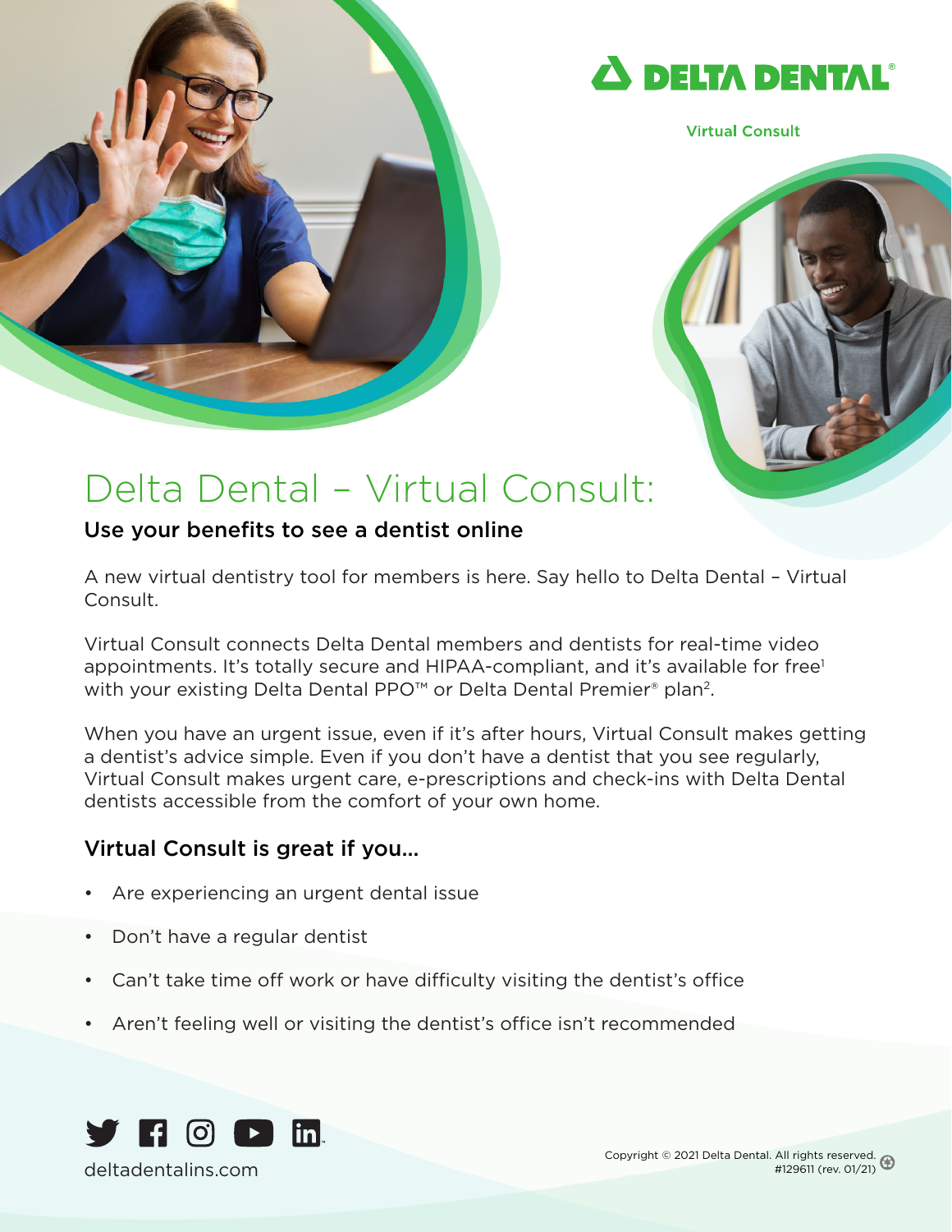DELTA DENTAL®

Virtual Consult

# Delta Dental – Virtual Consult:

## Use your benefits to see a dentist online

A new virtual dentistry tool for members is here. Say hello to Delta Dental – Virtual Consult.

Virtual Consult connects Delta Dental members and dentists for real-time video appointments. It's totally secure and HIPAA-compliant, and it's available for free[1] with your existing Delta Dental PPO™ or Delta Dental Premier® plan[2].

When you have an urgent issue, even if it's after hours, Virtual Consult makes getting a dentist's advice simple. Even if you don't have a dentist that you see regularly, Virtual Consult makes urgent care, e-prescriptions and check-ins with Delta Dental dentists accessible from the comfort of your own home.

### Virtual Consult is great if you...

- Are experiencing an urgent dental issue
- Don't have a regular dentist
- Can't take time off work or have difficulty visiting the dentist's office
- Aren't feeling well or visiting the dentist's office isn't recommended

deltadentalins.com

Copyright © 2021 Delta Dental. All rights reserved.
#129611 (rev. 01/21)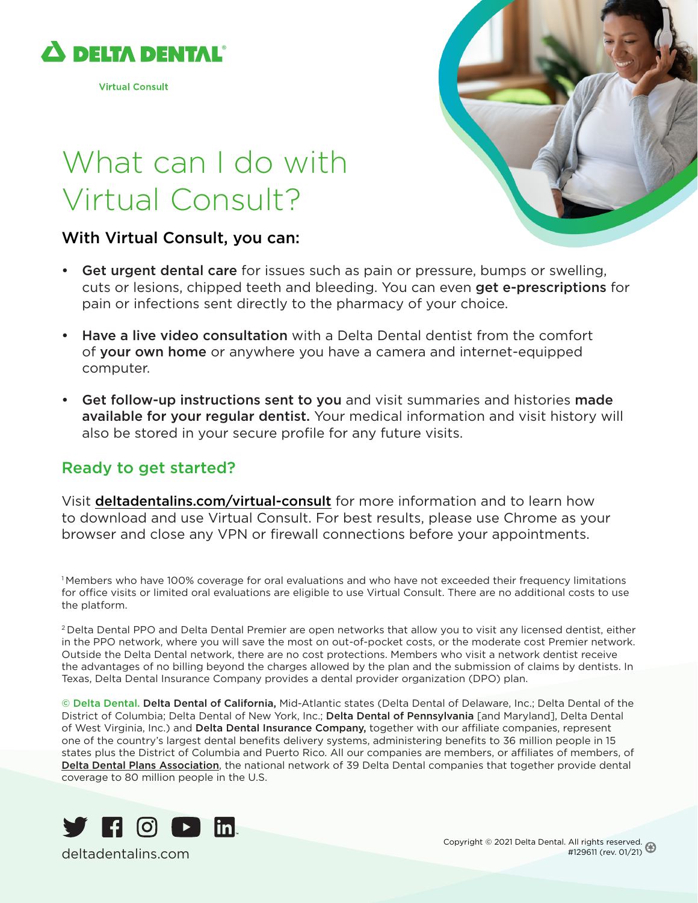**DELTA DENTAL**

Virtual Consult

# What can I do with Virtual Consult?

### With Virtual Consult, you can:

- **Get urgent dental care** for issues such as pain or pressure, bumps or swelling, cuts or lesions, chipped teeth and bleeding. You can even **get e-prescriptions** for pain or infections sent directly to the pharmacy of your choice.
- **Have a live video consultation** with a Delta Dental dentist from the comfort of **your own home** or anywhere you have a camera and internet-equipped computer.
- **Get follow-up instructions sent to you** and visit summaries and histories **made available for your regular dentist.** Your medical information and visit history will also be stored in your secure profile for any future visits.

## Ready to get started?

Visit **deltadentalins.com/virtual-consult** for more information and to learn how to download and use Virtual Consult. For best results, please use Chrome as your browser and close any VPN or firewall connections before your appointments.

[1] Members who have 100% coverage for oral evaluations and who have not exceeded their frequency limitations for office visits or limited oral evaluations are eligible to use Virtual Consult. There are no additional costs to use the platform.

[2] Delta Dental PPO and Delta Dental Premier are open networks that allow you to visit any licensed dentist, either in the PPO network, where you will save the most on out-of-pocket costs, or the moderate cost Premier network. Outside the Delta Dental network, there are no cost protections. Members who visit a network dentist receive the advantages of no billing beyond the charges allowed by the plan and the submission of claims by dentists. In Texas, Delta Dental Insurance Company provides a dental provider organization (DPO) plan.

© Delta Dental. **Delta Dental of California,** Mid-Atlantic states (Delta Dental of Delaware, Inc.; Delta Dental of the District of Columbia; Delta Dental of New York, Inc.; **Delta Dental of Pennsylvania** [and Maryland], Delta Dental of West Virginia, Inc.) and **Delta Dental Insurance Company,** together with our affiliate companies, represent one of the country's largest dental benefits delivery systems, administering benefits to 36 million people in 15 states plus the District of Columbia and Puerto Rico. All our companies are members, or affiliates of members, of **Delta Dental Plans Association**, the national network of 39 Delta Dental companies that together provide dental coverage to 80 million people in the U.S.

deltadentalins.com

Copyright © 2021 Delta Dental. All rights reserved.
#129611 (rev. 01/21)